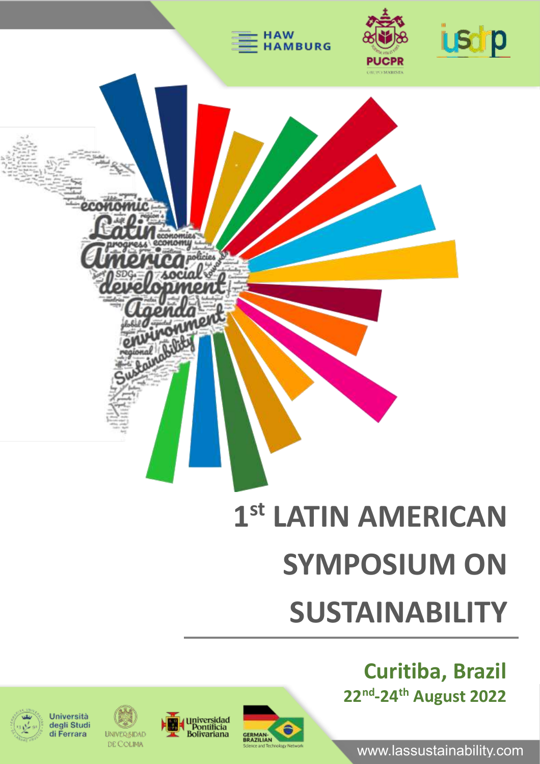HAW HAMBURG

PUCPR

iusdrp

# 1st LATIN AMERICAN SYMPOSIUM ON SUSTAINABILITY

## Curitiba, Brazil

**22nd-24th August 2022**

Università degli Studi di Ferrara

Universidad de Colima

Universidad Pontificia Bolivariana

German-Brazilian Science and Technology Network

www.lassustainability.com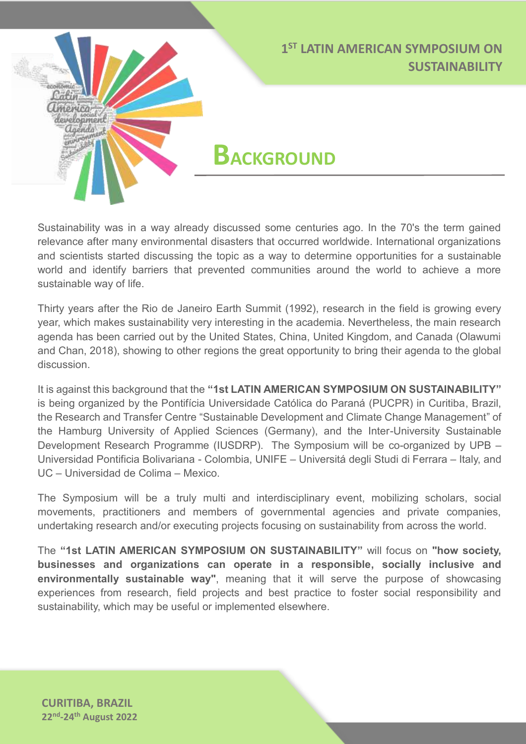# Background

Sustainability was in a way already discussed some centuries ago. In the 70's the term gained relevance after many environmental disasters that occurred worldwide. International organizations and scientists started discussing the topic as a way to determine opportunities for a sustainable world and identify barriers that prevented communities around the world to achieve a more sustainable way of life.

Thirty years after the Rio de Janeiro Earth Summit (1992), research in the field is growing every year, which makes sustainability very interesting in the academia. Nevertheless, the main research agenda has been carried out by the United States, China, United Kingdom, and Canada (Olawumi and Chan, 2018), showing to other regions the great opportunity to bring their agenda to the global discussion.

It is against this background that the **"1st LATIN AMERICAN SYMPOSIUM ON SUSTAINABILITY"** is being organized by the Pontifícia Universidade Católica do Paraná (PUCPR) in Curitiba, Brazil, the Research and Transfer Centre "Sustainable Development and Climate Change Management" of the Hamburg University of Applied Sciences (Germany), and the Inter-University Sustainable Development Research Programme (IUSDRP). The Symposium will be co-organized by UPB – Universidad Pontificia Bolivariana - Colombia, UNIFE – Universitá degli Studi di Ferrara – Italy, and UC – Universidad de Colima – Mexico.

The Symposium will be a truly multi and interdisciplinary event, mobilizing scholars, social movements, practitioners and members of governmental agencies and private companies, undertaking research and/or executing projects focusing on sustainability from across the world.

The **"1st LATIN AMERICAN SYMPOSIUM ON SUSTAINABILITY"** will focus on **"how society, businesses and organizations can operate in a responsible, socially inclusive and environmentally sustainable way"**, meaning that it will serve the purpose of showcasing experiences from research, field projects and best practice to foster social responsibility and sustainability, which may be useful or implemented elsewhere.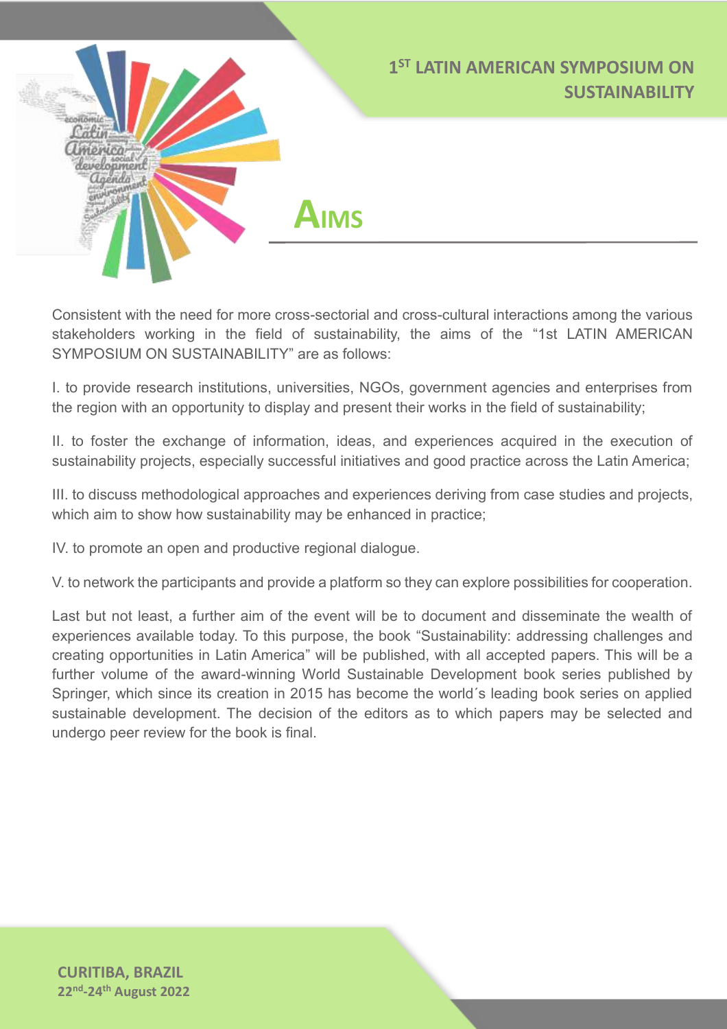# AIMS

Consistent with the need for more cross-sectorial and cross-cultural interactions among the various stakeholders working in the field of sustainability, the aims of the "1st LATIN AMERICAN SYMPOSIUM ON SUSTAINABILITY" are as follows:

I. to provide research institutions, universities, NGOs, government agencies and enterprises from the region with an opportunity to display and present their works in the field of sustainability;

II. to foster the exchange of information, ideas, and experiences acquired in the execution of sustainability projects, especially successful initiatives and good practice across the Latin America;

III. to discuss methodological approaches and experiences deriving from case studies and projects, which aim to show how sustainability may be enhanced in practice;

IV. to promote an open and productive regional dialogue.

V. to network the participants and provide a platform so they can explore possibilities for cooperation.

Last but not least, a further aim of the event will be to document and disseminate the wealth of experiences available today. To this purpose, the book "Sustainability: addressing challenges and creating opportunities in Latin America" will be published, with all accepted papers. This will be a further volume of the award-winning World Sustainable Development book series published by Springer, which since its creation in 2015 has become the world´s leading book series on applied sustainable development. The decision of the editors as to which papers may be selected and undergo peer review for the book is final.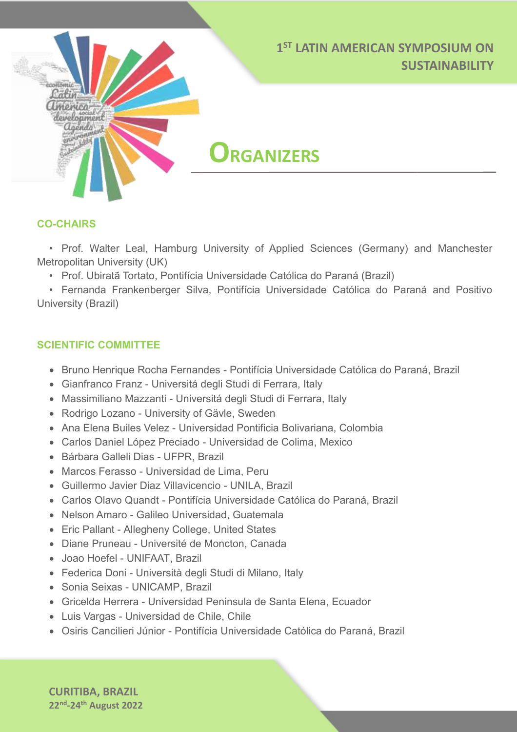# 1[ST] LATIN AMERICAN SYMPOSIUM ON SUSTAINABILITY

## ORGANIZERS

### CO-CHAIRS

- Prof. Walter Leal, Hamburg University of Applied Sciences (Germany) and Manchester Metropolitan University (UK)
- Prof. Ubiratã Tortato, Pontifícia Universidade Católica do Paraná (Brazil)
- Fernanda Frankenberger Silva, Pontifícia Universidade Católica do Paraná and Positivo University (Brazil)

### SCIENTIFIC COMMITTEE

- Bruno Henrique Rocha Fernandes - Pontifícia Universidade Católica do Paraná, Brazil
- Gianfranco Franz - Universitá degli Studi di Ferrara, Italy
- Massimiliano Mazzanti - Universitá degli Studi di Ferrara, Italy
- Rodrigo Lozano - University of Gävle, Sweden
- Ana Elena Builes Velez - Universidad Pontificia Bolivariana, Colombia
- Carlos Daniel López Preciado - Universidad de Colima, Mexico
- Bárbara Galleli Dias - UFPR, Brazil
- Marcos Ferasso - Universidad de Lima, Peru
- Guillermo Javier Diaz Villavicencio - UNILA, Brazil
- Carlos Olavo Quandt - Pontifícia Universidade Católica do Paraná, Brazil
- Nelson Amaro - Galileo Universidad, Guatemala
- Eric Pallant - Allegheny College, United States
- Diane Pruneau - Université de Moncton, Canada
- Joao Hoefel - UNIFAAT, Brazil
- Federica Doni - Università degli Studi di Milano, Italy
- Sonia Seixas - UNICAMP, Brazil
- Gricelda Herrera - Universidad Peninsula de Santa Elena, Ecuador
- Luis Vargas - Universidad de Chile, Chile
- Osiris Cancilieri Júnior - Pontifícia Universidade Católica do Paraná, Brazil

**CURITIBA, BRAZIL**
**22[nd]-24[th] August 2022**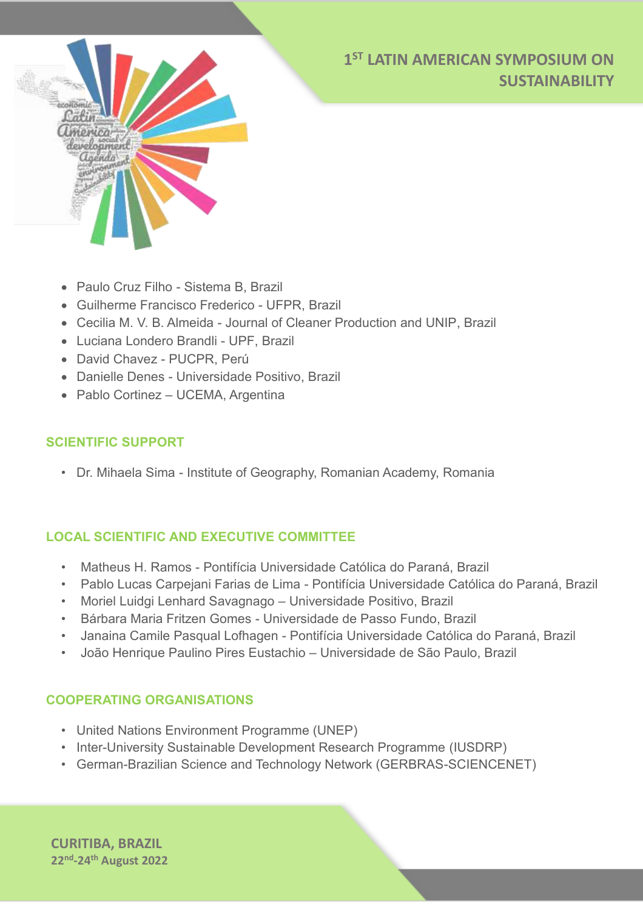- Paulo Cruz Filho - Sistema B, Brazil
- Guilherme Francisco Frederico - UFPR, Brazil
- Cecilia M. V. B. Almeida - Journal of Cleaner Production and UNIP, Brazil
- Luciana Londero Brandli - UPF, Brazil
- David Chavez - PUCPR, Perú
- Danielle Denes - Universidade Positivo, Brazil
- Pablo Cortinez – UCEMA, Argentina

## SCIENTIFIC SUPPORT

- Dr. Mihaela Sima - Institute of Geography, Romanian Academy, Romania

## LOCAL SCIENTIFIC AND EXECUTIVE COMMITTEE

- Matheus H. Ramos - Pontifícia Universidade Católica do Paraná, Brazil
- Pablo Lucas Carpejani Farias de Lima - Pontifícia Universidade Católica do Paraná, Brazil
- Moriel Luidgi Lenhard Savagnago – Universidade Positivo, Brazil
- Bárbara Maria Fritzen Gomes - Universidade de Passo Fundo, Brazil
- Janaina Camile Pasqual Lofhagen - Pontifícia Universidade Católica do Paraná, Brazil
- João Henrique Paulino Pires Eustachio – Universidade de São Paulo, Brazil

## COOPERATING ORGANISATIONS

- United Nations Environment Programme (UNEP)
- Inter-University Sustainable Development Research Programme (IUSDRP)
- German-Brazilian Science and Technology Network (GERBRAS-SCIENCENET)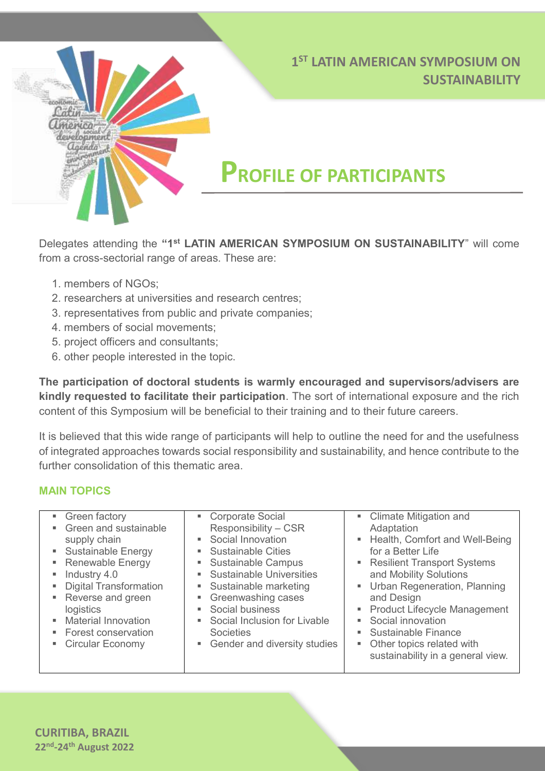# 1ST LATIN AMERICAN SYMPOSIUM ON SUSTAINABILITY

## PROFILE OF PARTICIPANTS

Delegates attending the **"1st LATIN AMERICAN SYMPOSIUM ON SUSTAINABILITY"** will come from a cross-sectorial range of areas. These are:

1. members of NGOs;
2. researchers at universities and research centres;
3. representatives from public and private companies;
4. members of social movements;
5. project officers and consultants;
6. other people interested in the topic.

**The participation of doctoral students is warmly encouraged and supervisors/advisers are kindly requested to facilitate their participation**. The sort of international exposure and the rich content of this Symposium will be beneficial to their training and to their future careers.

It is believed that this wide range of participants will help to outline the need for and the usefulness of integrated approaches towards social responsibility and sustainability, and hence contribute to the further consolidation of this thematic area.

### MAIN TOPICS

- Green factory
- Green and sustainable supply chain
- Sustainable Energy
- Renewable Energy
- Industry 4.0
- Digital Transformation
- Reverse and green logistics
- Material Innovation
- Forest conservation
- Circular Economy
- Corporate Social Responsibility – CSR
- Social Innovation
- Sustainable Cities
- Sustainable Campus
- Sustainable Universities
- Sustainable marketing
- Greenwashing cases
- Social business
- Social Inclusion for Livable Societies
- Gender and diversity studies
- Climate Mitigation and Adaptation
- Health, Comfort and Well-Being for a Better Life
- Resilient Transport Systems and Mobility Solutions
- Urban Regeneration, Planning and Design
- Product Lifecycle Management
- Social innovation
- Sustainable Finance
- Other topics related with sustainability in a general view.

CURITIBA, BRAZIL
22nd-24th August 2022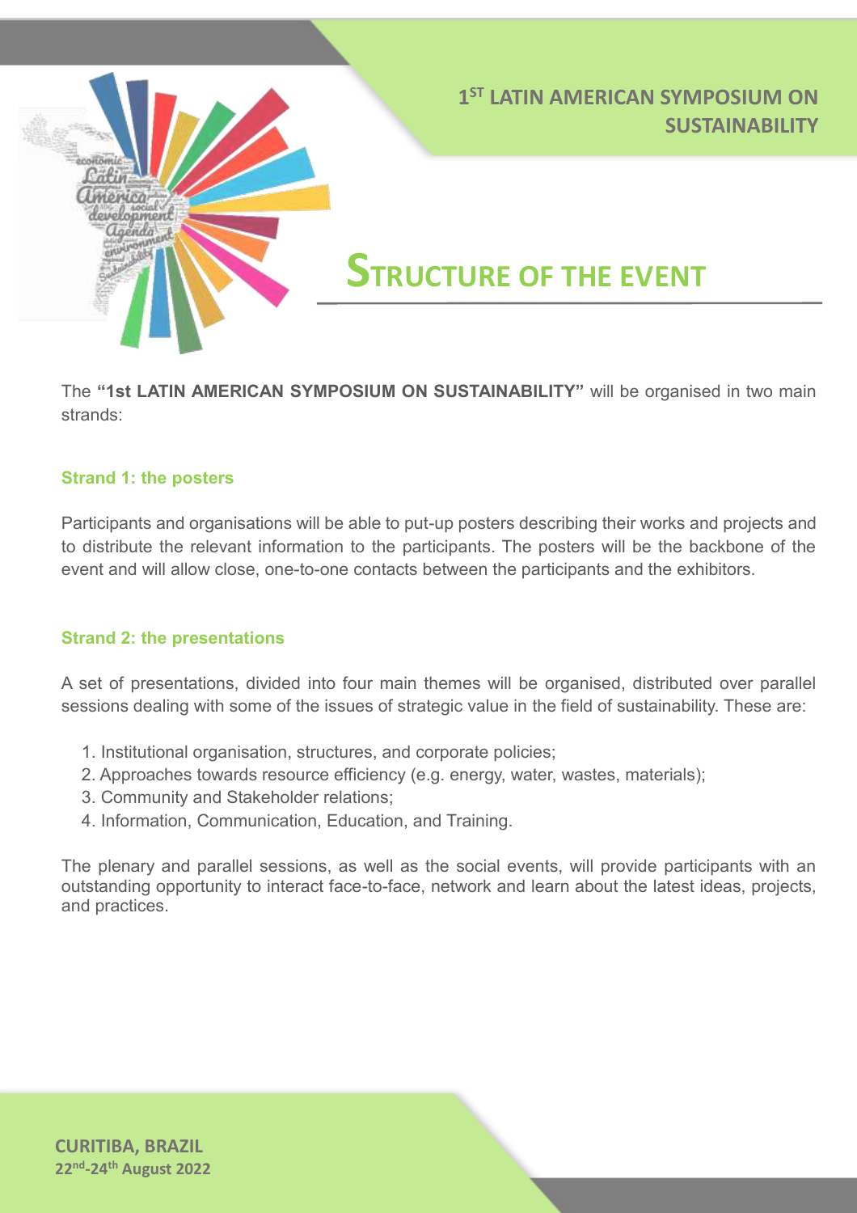## Structure of the Event

The **"1st LATIN AMERICAN SYMPOSIUM ON SUSTAINABILITY"** will be organised in two main strands:

### Strand 1: the posters

Participants and organisations will be able to put-up posters describing their works and projects and to distribute the relevant information to the participants. The posters will be the backbone of the event and will allow close, one-to-one contacts between the participants and the exhibitors.

### Strand 2: the presentations

A set of presentations, divided into four main themes will be organised, distributed over parallel sessions dealing with some of the issues of strategic value in the field of sustainability. These are:

1. Institutional organisation, structures, and corporate policies;
2. Approaches towards resource efficiency (e.g. energy, water, wastes, materials);
3. Community and Stakeholder relations;
4. Information, Communication, Education, and Training.

The plenary and parallel sessions, as well as the social events, will provide participants with an outstanding opportunity to interact face-to-face, network and learn about the latest ideas, projects, and practices.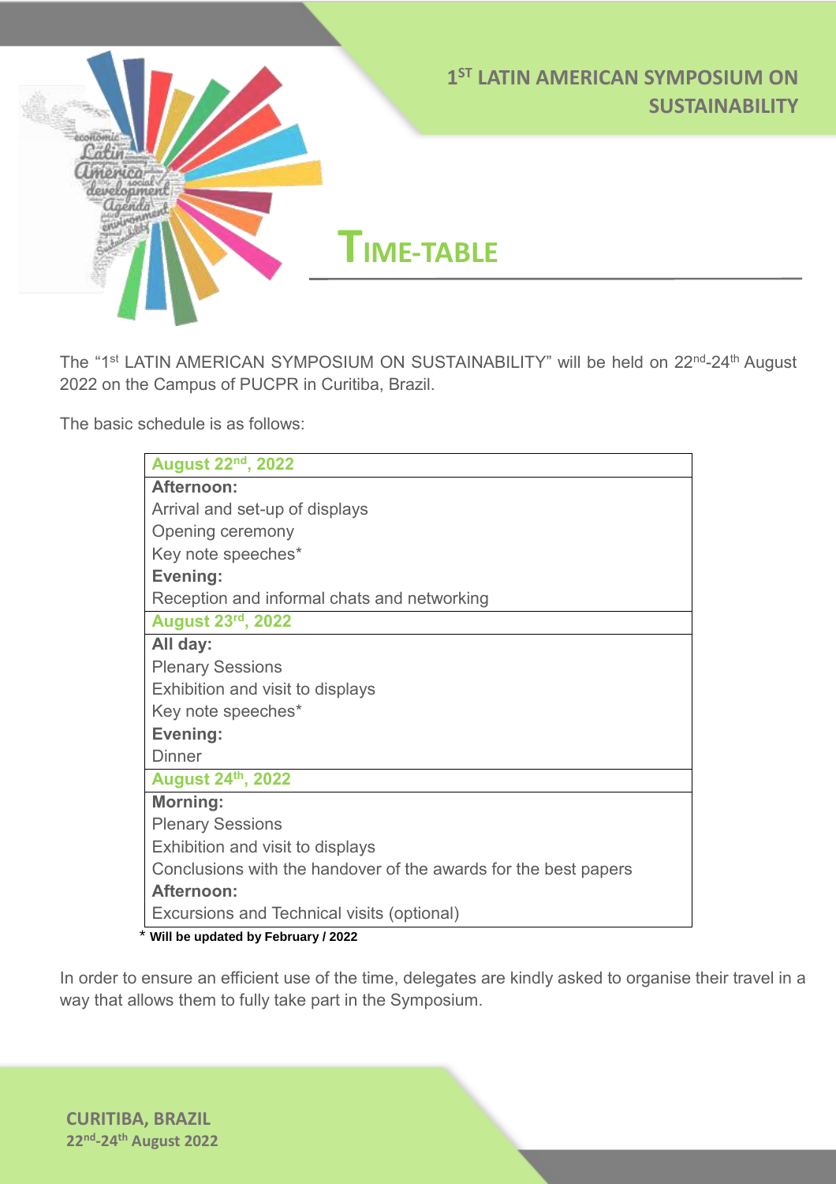# 1ST LATIN AMERICAN SYMPOSIUM ON SUSTAINABILITY

## TIME-TABLE

The "1st LATIN AMERICAN SYMPOSIUM ON SUSTAINABILITY" will be held on 22nd-24th August 2022 on the Campus of PUCPR in Curitiba, Brazil.

The basic schedule is as follows:

| **August 22nd, 2022** |
|---|
| **Afternoon:** |
| Arrival and set-up of displays |
| Opening ceremony |
| Key note speeches* |
| **Evening:** |
| Reception and informal chats and networking |
| **August 23rd, 2022** |
| **All day:** |
| Plenary Sessions |
| Exhibition and visit to displays |
| Key note speeches* |
| **Evening:** |
| Dinner |
| **August 24th, 2022** |
| **Morning:** |
| Plenary Sessions |
| Exhibition and visit to displays |
| Conclusions with the handover of the awards for the best papers |
| **Afternoon:** |
| Excursions and Technical visits (optional) |

\* **Will be updated by February / 2022**

In order to ensure an efficient use of the time, delegates are kindly asked to organise their travel in a way that allows them to fully take part in the Symposium.

**CURITIBA, BRAZIL**
**22nd-24th August 2022**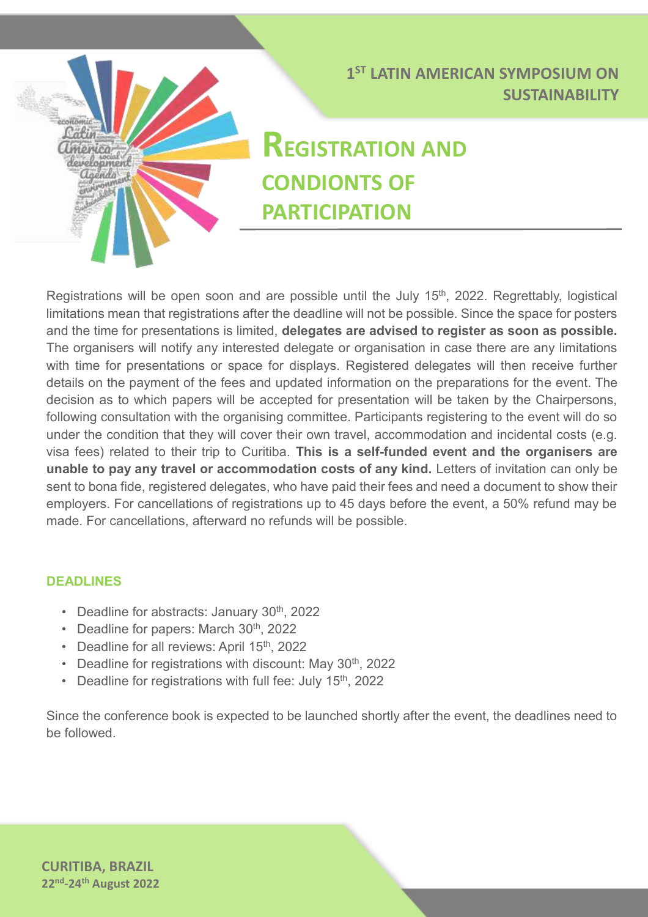# REGISTRATION AND CONDIONTS OF PARTICIPATION

Registrations will be open soon and are possible until the July 15th, 2022. Regrettably, logistical limitations mean that registrations after the deadline will not be possible. Since the space for posters and the time for presentations is limited, **delegates are advised to register as soon as possible.** The organisers will notify any interested delegate or organisation in case there are any limitations with time for presentations or space for displays. Registered delegates will then receive further details on the payment of the fees and updated information on the preparations for the event. The decision as to which papers will be accepted for presentation will be taken by the Chairpersons, following consultation with the organising committee. Participants registering to the event will do so under the condition that they will cover their own travel, accommodation and incidental costs (e.g. visa fees) related to their trip to Curitiba. **This is a self-funded event and the organisers are unable to pay any travel or accommodation costs of any kind.** Letters of invitation can only be sent to bona fide, registered delegates, who have paid their fees and need a document to show their employers. For cancellations of registrations up to 45 days before the event, a 50% refund may be made. For cancellations, afterward no refunds will be possible.

## DEADLINES

- Deadline for abstracts: January 30th, 2022
- Deadline for papers: March 30th, 2022
- Deadline for all reviews: April 15th, 2022
- Deadline for registrations with discount: May 30th, 2022
- Deadline for registrations with full fee: July 15th, 2022

Since the conference book is expected to be launched shortly after the event, the deadlines need to be followed.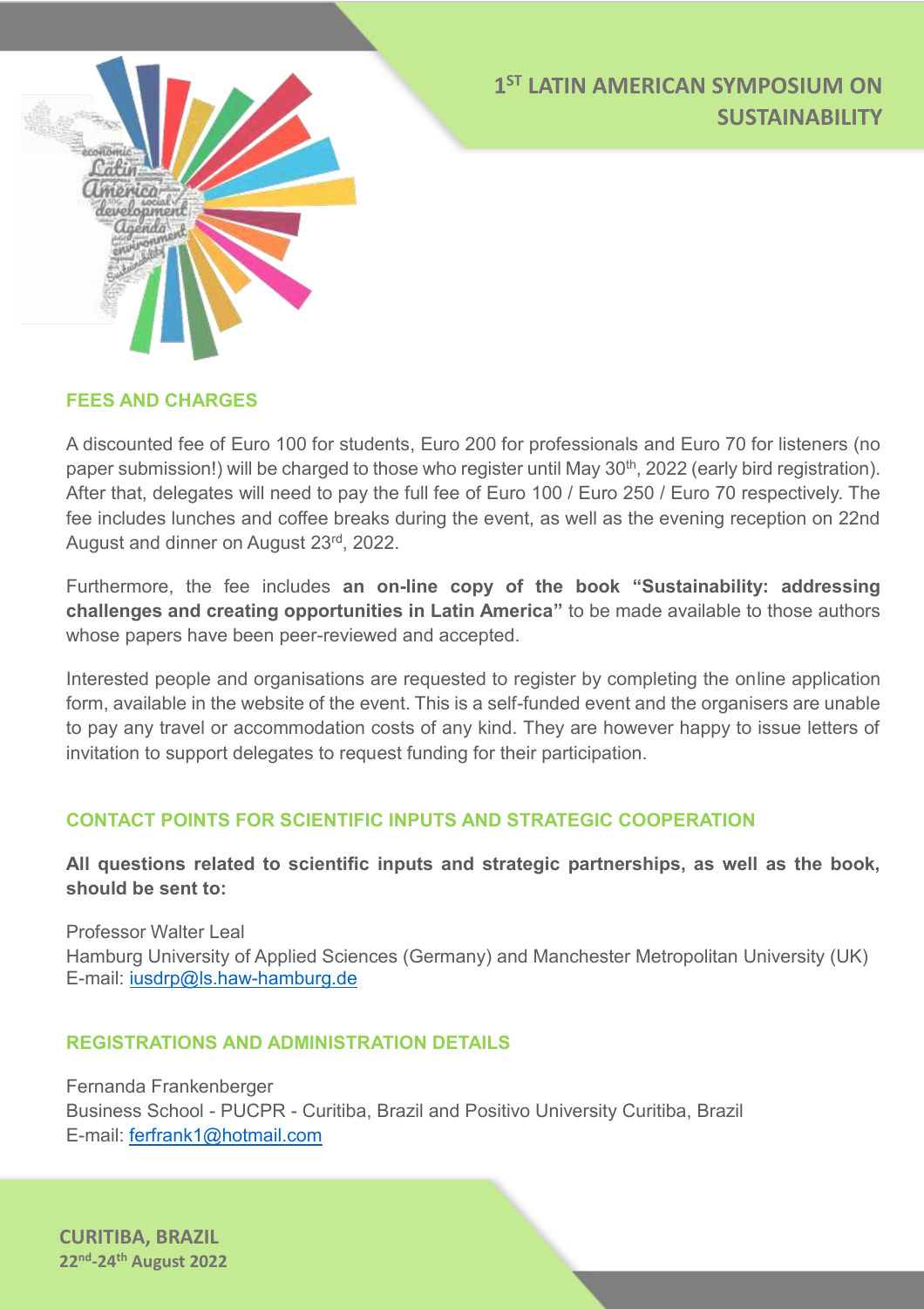# 1ST LATIN AMERICAN SYMPOSIUM ON SUSTAINABILITY

## FEES AND CHARGES

A discounted fee of Euro 100 for students, Euro 200 for professionals and Euro 70 for listeners (no paper submission!) will be charged to those who register until May 30th, 2022 (early bird registration). After that, delegates will need to pay the full fee of Euro 100 / Euro 250 / Euro 70 respectively. The fee includes lunches and coffee breaks during the event, as well as the evening reception on 22nd August and dinner on August 23rd, 2022.

Furthermore, the fee includes **an on-line copy of the book "Sustainability: addressing challenges and creating opportunities in Latin America"** to be made available to those authors whose papers have been peer-reviewed and accepted.

Interested people and organisations are requested to register by completing the online application form, available in the website of the event. This is a self-funded event and the organisers are unable to pay any travel or accommodation costs of any kind. They are however happy to issue letters of invitation to support delegates to request funding for their participation.

## CONTACT POINTS FOR SCIENTIFIC INPUTS AND STRATEGIC COOPERATION

**All questions related to scientific inputs and strategic partnerships, as well as the book, should be sent to:**

Professor Walter Leal
Hamburg University of Applied Sciences (Germany) and Manchester Metropolitan University (UK)
E-mail: iusdrp@ls.haw-hamburg.de

## REGISTRATIONS AND ADMINISTRATION DETAILS

Fernanda Frankenberger
Business School - PUCPR - Curitiba, Brazil and Positivo University Curitiba, Brazil
E-mail: ferfrank1@hotmail.com

**CURITIBA, BRAZIL**
**22nd-24th August 2022**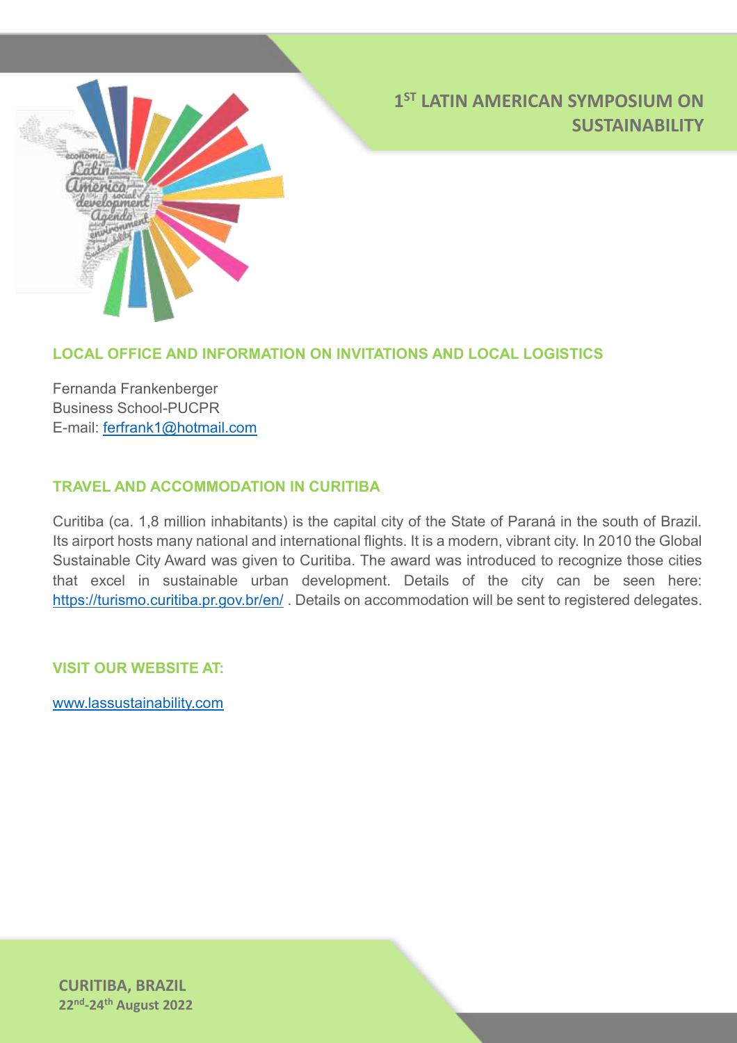# 1ST LATIN AMERICAN SYMPOSIUM ON SUSTAINABILITY

## LOCAL OFFICE AND INFORMATION ON INVITATIONS AND LOCAL LOGISTICS

Fernanda Frankenberger
Business School-PUCPR
E-mail: ferfrank1@hotmail.com

## TRAVEL AND ACCOMMODATION IN CURITIBA

Curitiba (ca. 1,8 million inhabitants) is the capital city of the State of Paraná in the south of Brazil. Its airport hosts many national and international flights. It is a modern, vibrant city. In 2010 the Global Sustainable City Award was given to Curitiba. The award was introduced to recognize those cities that excel in sustainable urban development. Details of the city can be seen here: https://turismo.curitiba.pr.gov.br/en/ . Details on accommodation will be sent to registered delegates.

## VISIT OUR WEBSITE AT:

www.lassustainability.com

**CURITIBA, BRAZIL**
**22nd-24th August 2022**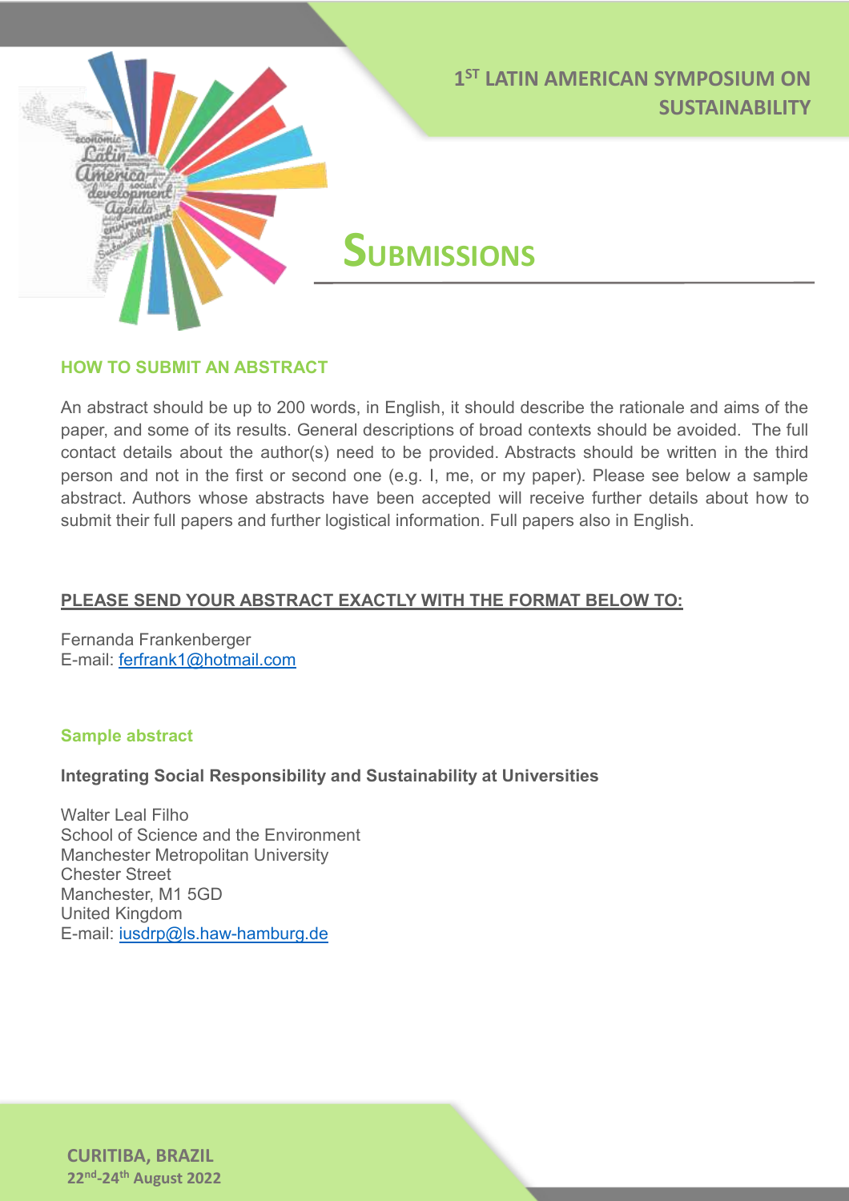# 1ST LATIN AMERICAN SYMPOSIUM ON SUSTAINABILITY

## SUBMISSIONS

### HOW TO SUBMIT AN ABSTRACT

An abstract should be up to 200 words, in English, it should describe the rationale and aims of the paper, and some of its results. General descriptions of broad contexts should be avoided. The full contact details about the author(s) need to be provided. Abstracts should be written in the third person and not in the first or second one (e.g. I, me, or my paper). Please see below a sample abstract. Authors whose abstracts have been accepted will receive further details about how to submit their full papers and further logistical information. Full papers also in English.

**PLEASE SEND YOUR ABSTRACT EXACTLY WITH THE FORMAT BELOW TO:**

Fernanda Frankenberger
E-mail: ferfrank1@hotmail.com

### Sample abstract

**Integrating Social Responsibility and Sustainability at Universities**

Walter Leal Filho
School of Science and the Environment
Manchester Metropolitan University
Chester Street
Manchester, M1 5GD
United Kingdom
E-mail: iusdrp@ls.haw-hamburg.de

CURITIBA, BRAZIL
22nd-24th August 2022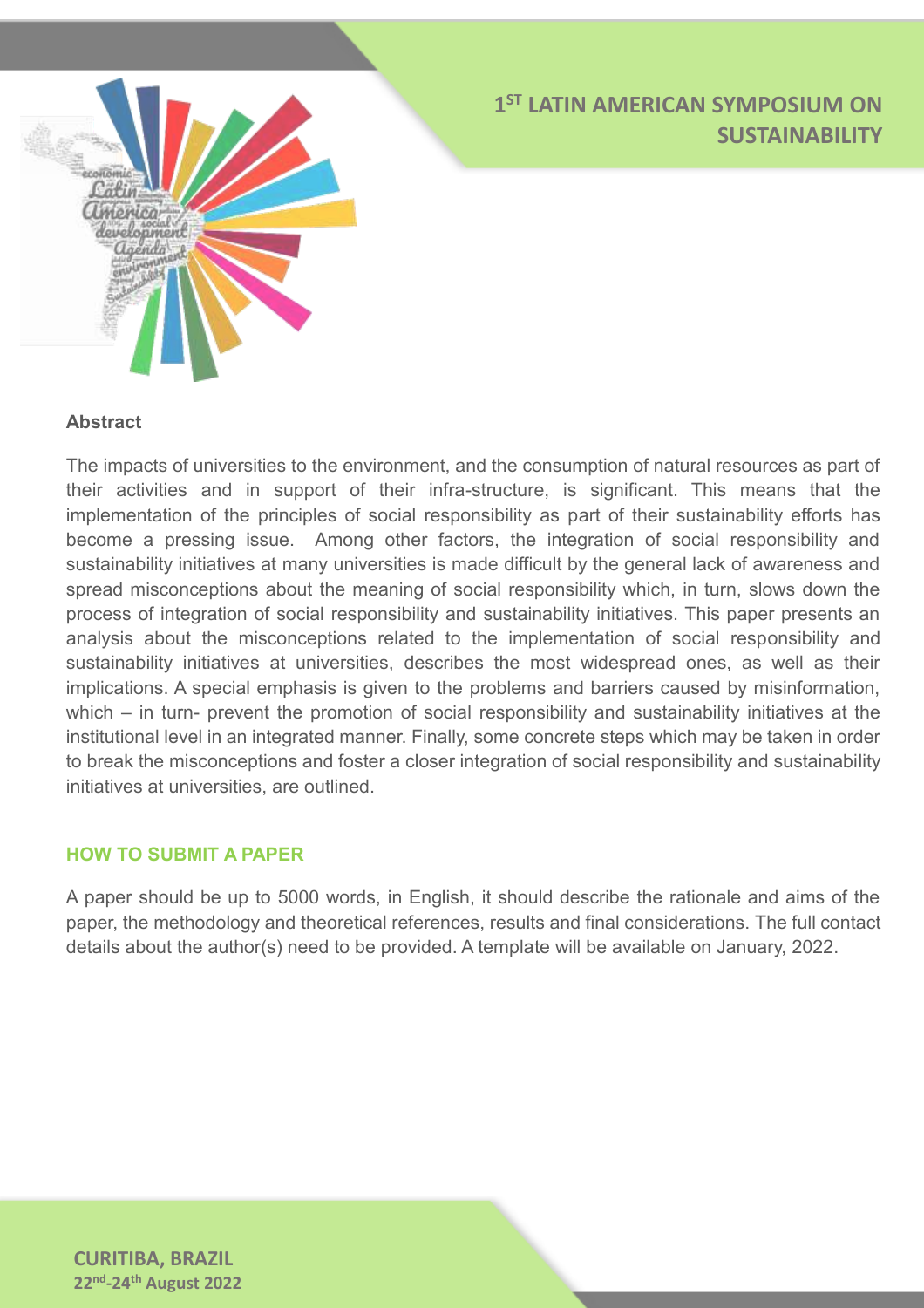# 1ST LATIN AMERICAN SYMPOSIUM ON SUSTAINABILITY

**Abstract**

The impacts of universities to the environment, and the consumption of natural resources as part of their activities and in support of their infra-structure, is significant. This means that the implementation of the principles of social responsibility as part of their sustainability efforts has become a pressing issue. Among other factors, the integration of social responsibility and sustainability initiatives at many universities is made difficult by the general lack of awareness and spread misconceptions about the meaning of social responsibility which, in turn, slows down the process of integration of social responsibility and sustainability initiatives. This paper presents an analysis about the misconceptions related to the implementation of social responsibility and sustainability initiatives at universities, describes the most widespread ones, as well as their implications. A special emphasis is given to the problems and barriers caused by misinformation, which – in turn- prevent the promotion of social responsibility and sustainability initiatives at the institutional level in an integrated manner. Finally, some concrete steps which may be taken in order to break the misconceptions and foster a closer integration of social responsibility and sustainability initiatives at universities, are outlined.

## HOW TO SUBMIT A PAPER

A paper should be up to 5000 words, in English, it should describe the rationale and aims of the paper, the methodology and theoretical references, results and final considerations. The full contact details about the author(s) need to be provided. A template will be available on January, 2022.

**CURITIBA, BRAZIL**
**22nd-24th August 2022**